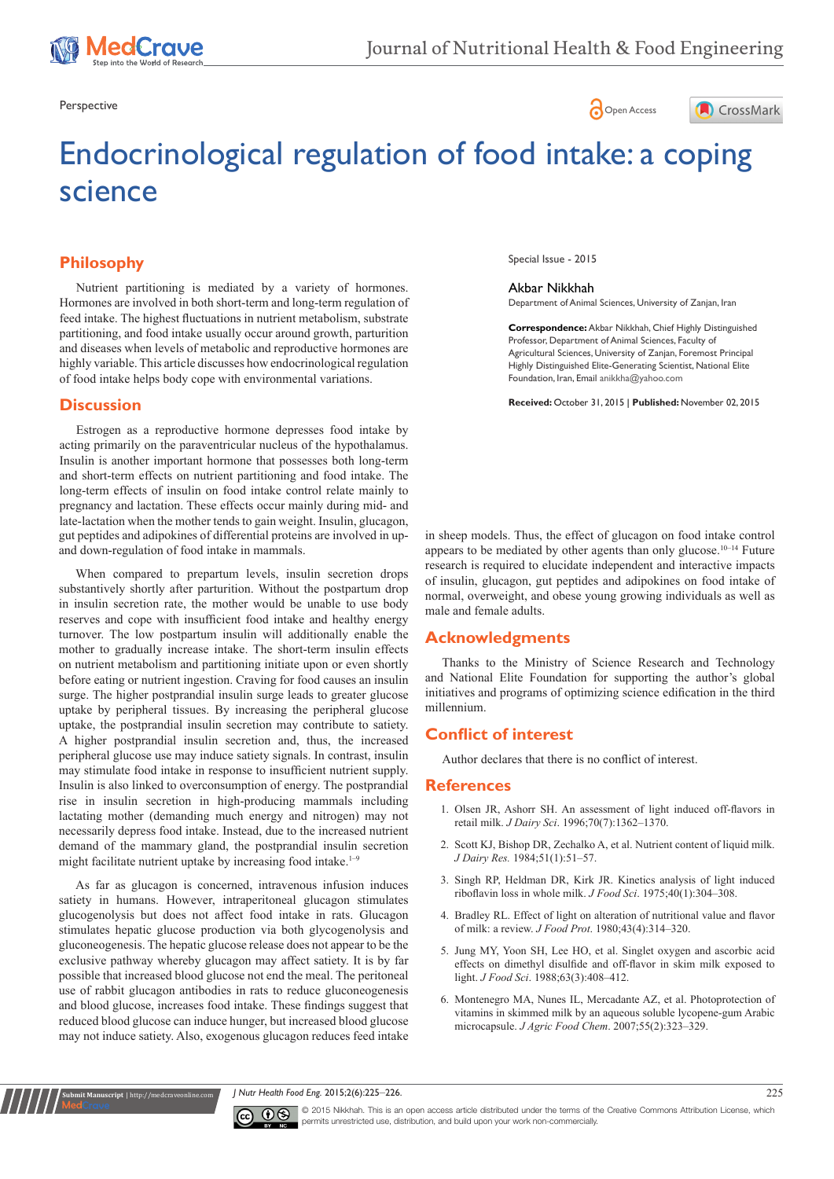Perspective

# Endocrinological regulation of food intake: a coping science

## Philosophy

Nutrient partitioning is mediated by a variety of hormones. Hormones are involved in both short-term and long-term regulation of feed intake. The highest fluctuations in nutrient metabolism, substrate partitioning, and food intake usually occur around growth, parturition and diseases when levels of metabolic and reproductive hormones are highly variable. This article discusses how endocrinological regulation of food intake helps body cope with environmental variations.

Special Issue - 2015

**Akbar Nikkhah**

Department of Animal Sciences, University of Zanjan, Iran

**Correspondence:** Akbar Nikkhah, Chief Highly Distinguished Professor, Department of Animal Sciences, Faculty of Agricultural Sciences, University of Zanjan, Foremost Principal Highly Distinguished Elite-Generating Scientist, National Elite Foundation, Iran, Email anikkha@yahoo.com

**Received:** October 31, 2015 | **Published:** November 02, 2015

## Discussion

Estrogen as a reproductive hormone depresses food intake by acting primarily on the paraventricular nucleus of the hypothalamus. Insulin is another important hormone that possesses both long-term and short-term effects on nutrient partitioning and food intake. The long-term effects of insulin on food intake control relate mainly to pregnancy and lactation. These effects occur mainly during mid- and late-lactation when the mother tends to gain weight. Insulin, glucagon, gut peptides and adipokines of differential proteins are involved in up- and down-regulation of food intake in mammals.

When compared to prepartum levels, insulin secretion drops substantively shortly after parturition. Without the postpartum drop in insulin secretion rate, the mother would be unable to use body reserves and cope with insufficient food intake and healthy energy turnover. The low postpartum insulin will additionally enable the mother to gradually increase intake. The short-term insulin effects on nutrient metabolism and partitioning initiate upon or even shortly before eating or nutrient ingestion. Craving for food causes an insulin surge. The higher postprandial insulin surge leads to greater glucose uptake by peripheral tissues. By increasing the peripheral glucose uptake, the postprandial insulin secretion may contribute to satiety. A higher postprandial insulin secretion and, thus, the increased peripheral glucose use may induce satiety signals. In contrast, insulin may stimulate food intake in response to insufficient nutrient supply. Insulin is also linked to overconsumption of energy. The postprandial rise in insulin secretion in high-producing mammals including lactating mother (demanding much energy and nitrogen) may not necessarily depress food intake. Instead, due to the increased nutrient demand of the mammary gland, the postprandial insulin secretion might facilitate nutrient uptake by increasing food intake.[1–9]

As far as glucagon is concerned, intravenous infusion induces satiety in humans. However, intraperitoneal glucagon stimulates glucogenolysis but does not affect food intake in rats. Glucagon stimulates hepatic glucose production via both glycogenolysis and gluconeogenesis. The hepatic glucose release does not appear to be the exclusive pathway whereby glucagon may affect satiety. It is by far possible that increased blood glucose not end the meal. The peritoneal use of rabbit glucagon antibodies in rats to reduce gluconeogenesis and blood glucose, increases food intake. These findings suggest that reduced blood glucose can induce hunger, but increased blood glucose may not induce satiety. Also, exogenous glucagon reduces feed intake in sheep models. Thus, the effect of glucagon on food intake control appears to be mediated by other agents than only glucose.[10–14] Future research is required to elucidate independent and interactive impacts of insulin, glucagon, gut peptides and adipokines on food intake of normal, overweight, and obese young growing individuals as well as male and female adults.

## Acknowledgments

Thanks to the Ministry of Science Research and Technology and National Elite Foundation for supporting the author's global initiatives and programs of optimizing science edification in the third millennium.

## Conflict of interest

Author declares that there is no conflict of interest.

## References

1. Olsen JR, Ashorr SH. An assessment of light induced off-flavors in retail milk. *J Dairy Sci*. 1996;70(7):1362–1370.
2. Scott KJ, Bishop DR, Zechalko A, et al. Nutrient content of liquid milk. *J Dairy Res.* 1984;51(1):51–57.
3. Singh RP, Heldman DR, Kirk JR. Kinetics analysis of light induced riboflavin loss in whole milk. *J Food Sci*. 1975;40(1):304–308.
4. Bradley RL. Effect of light on alteration of nutritional value and flavor of milk: a review. *J Food Prot*. 1980;43(4):314–320.
5. Jung MY, Yoon SH, Lee HO, et al. Singlet oxygen and ascorbic acid effects on dimethyl disulfide and off-flavor in skim milk exposed to light. *J Food Sci*. 1988;63(3):408–412.
6. Montenegro MA, Nunes IL, Mercadante AZ, et al. Photoprotection of vitamins in skimmed milk by an aqueous soluble lycopene-gum Arabic microcapsule. *J Agric Food Chem*. 2007;55(2):323–329.

© 2015 Nikkhah. This is an open access article distributed under the terms of the Creative Commons Attribution License, which permits unrestricted use, distribution, and build upon your work non-commercially.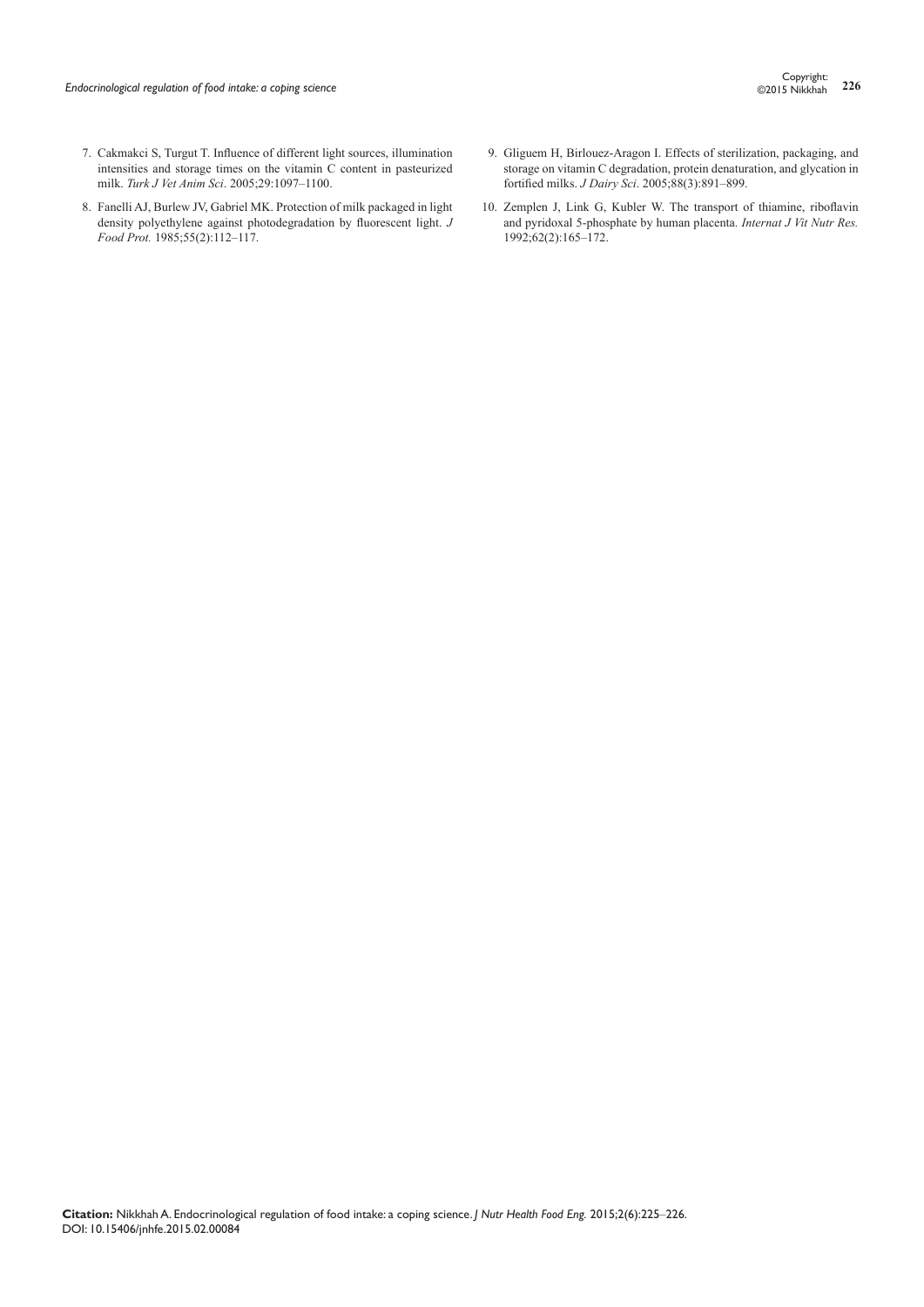7. Cakmakci S, Turgut T. Influence of different light sources, illumination intensities and storage times on the vitamin C content in pasteurized milk. *Turk J Vet Anim Sci*. 2005;29:1097–1100.
8. Fanelli AJ, Burlew JV, Gabriel MK. Protection of milk packaged in light density polyethylene against photodegradation by fluorescent light. *J Food Prot.* 1985;55(2):112–117.
9. Gliguem H, Birlouez-Aragon I. Effects of sterilization, packaging, and storage on vitamin C degradation, protein denaturation, and glycation in fortified milks. *J Dairy Sci*. 2005;88(3):891–899.
10. Zemplen J, Link G, Kubler W. The transport of thiamine, riboflavin and pyridoxal 5-phosphate by human placenta. *Internat J Vit Nutr Res.* 1992;62(2):165–172.

**Citation:** Nikkhah A. Endocrinological regulation of food intake: a coping science. *J Nutr Health Food Eng.* 2015;2(6):225–226. DOI: 10.15406/jnhfe.2015.02.00084